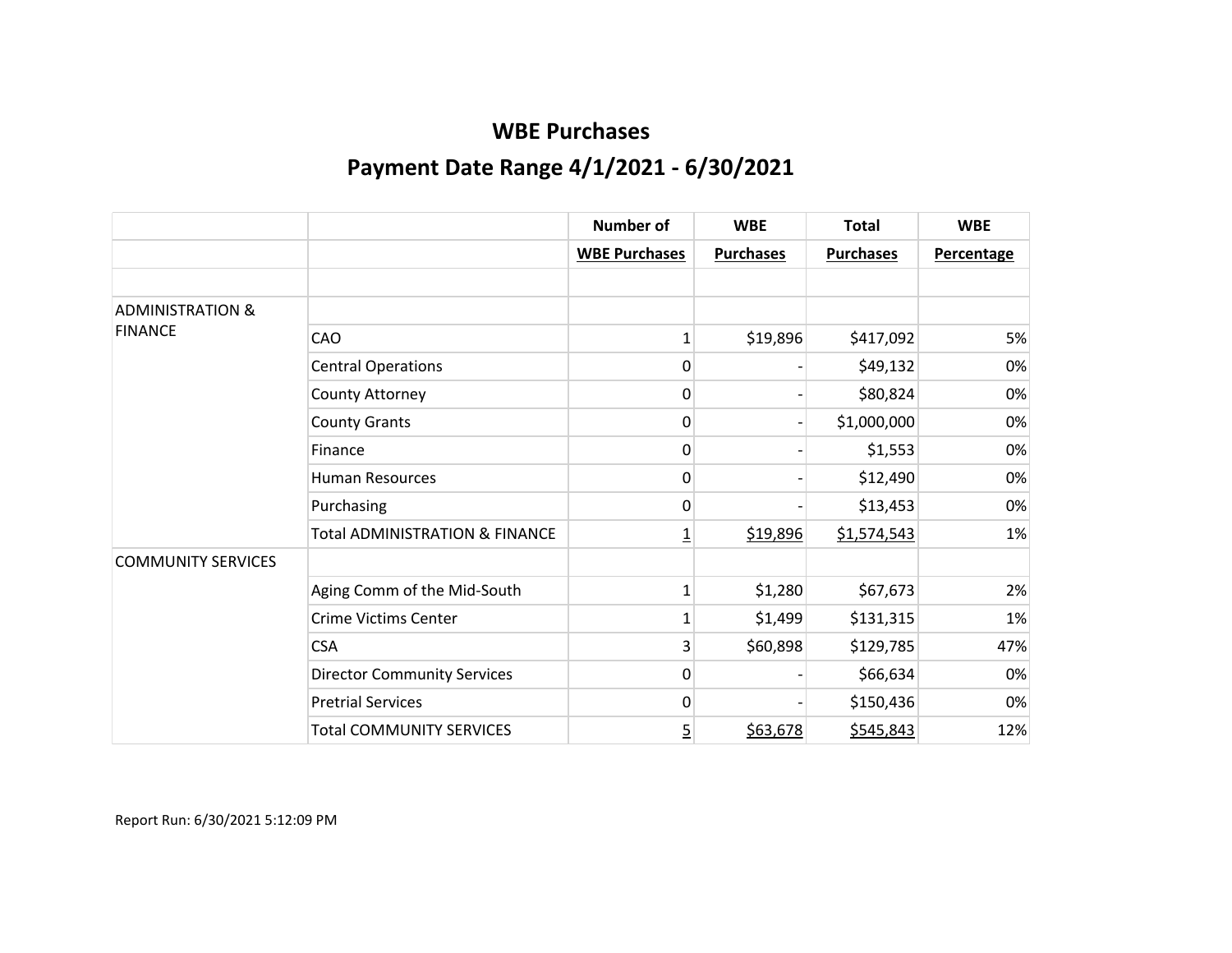# WBE Purchases

## Payment Date Range 4/1/2021 - 6/30/2021

| | | Number of WBE Purchases | WBE Purchases | Total Purchases | WBE Percentage |
|---|---|---|---|---|---|
| | | | | | |
| ADMINISTRATION & FINANCE | | | | | |
| | CAO | 1 | $19,896 | $417,092 | 5% |
| | Central Operations | 0 | - | $49,132 | 0% |
| | County Attorney | 0 | - | $80,824 | 0% |
| | County Grants | 0 | - | $1,000,000 | 0% |
| | Finance | 0 | - | $1,553 | 0% |
| | Human Resources | 0 | - | $12,490 | 0% |
| | Purchasing | 0 | - | $13,453 | 0% |
| | Total ADMINISTRATION & FINANCE | 1 | $19,896 | $1,574,543 | 1% |
| COMMUNITY SERVICES | | | | | |
| | Aging Comm of the Mid-South | 1 | $1,280 | $67,673 | 2% |
| | Crime Victims Center | 1 | $1,499 | $131,315 | 1% |
| | CSA | 3 | $60,898 | $129,785 | 47% |
| | Director Community Services | 0 | - | $66,634 | 0% |
| | Pretrial Services | 0 | - | $150,436 | 0% |
| | Total COMMUNITY SERVICES | 5 | $63,678 | $545,843 | 12% |

Report Run: 6/30/2021 5:12:09 PM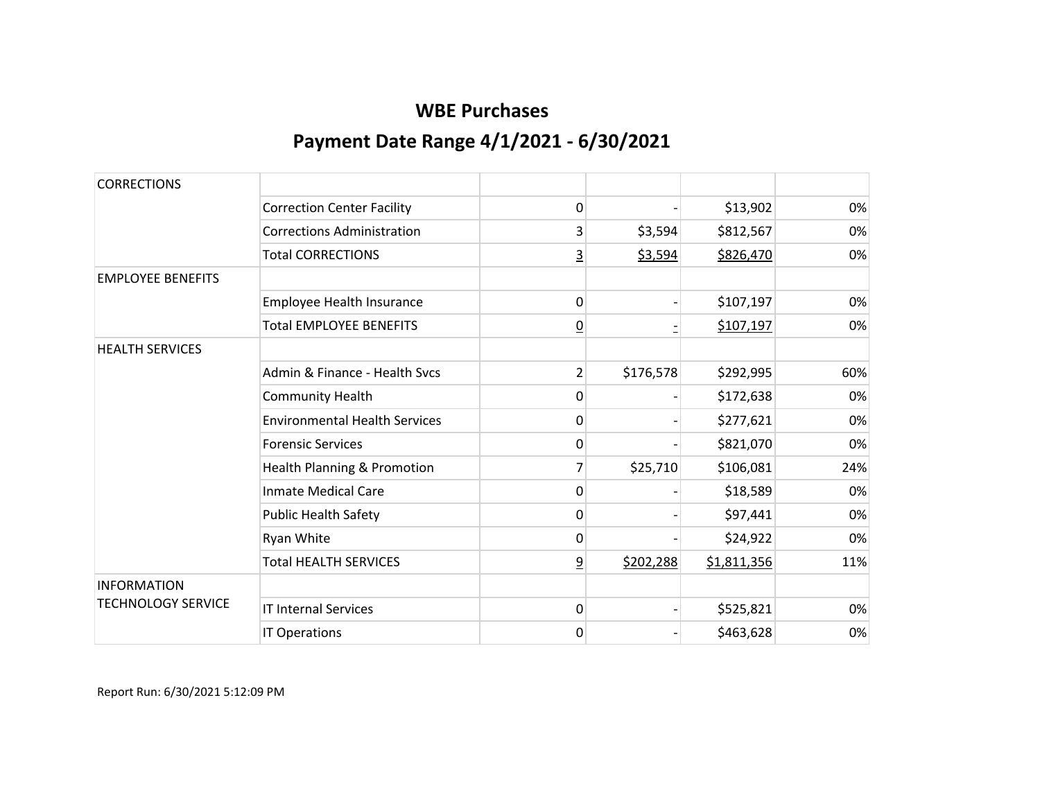# WBE Purchases

## Payment Date Range 4/1/2021 - 6/30/2021

| | | | | | |
|---|---|---|---|---|---|
| CORRECTIONS | | | | | |
| | Correction Center Facility | 0 | - | $13,902 | 0% |
| | Corrections Administration | 3 | $3,594 | $812,567 | 0% |
| | Total CORRECTIONS | 3 | $3,594 | $826,470 | 0% |
| EMPLOYEE BENEFITS | | | | | |
| | Employee Health Insurance | 0 | - | $107,197 | 0% |
| | Total EMPLOYEE BENEFITS | 0 | - | $107,197 | 0% |
| HEALTH SERVICES | | | | | |
| | Admin & Finance - Health Svcs | 2 | $176,578 | $292,995 | 60% |
| | Community Health | 0 | - | $172,638 | 0% |
| | Environmental Health Services | 0 | - | $277,621 | 0% |
| | Forensic Services | 0 | - | $821,070 | 0% |
| | Health Planning & Promotion | 7 | $25,710 | $106,081 | 24% |
| | Inmate Medical Care | 0 | - | $18,589 | 0% |
| | Public Health Safety | 0 | - | $97,441 | 0% |
| | Ryan White | 0 | - | $24,922 | 0% |
| | Total HEALTH SERVICES | 9 | $202,288 | $1,811,356 | 11% |
| INFORMATION TECHNOLOGY SERVICE | | | | | |
| | IT Internal Services | 0 | - | $525,821 | 0% |
| | IT Operations | 0 | - | $463,628 | 0% |

Report Run: 6/30/2021 5:12:09 PM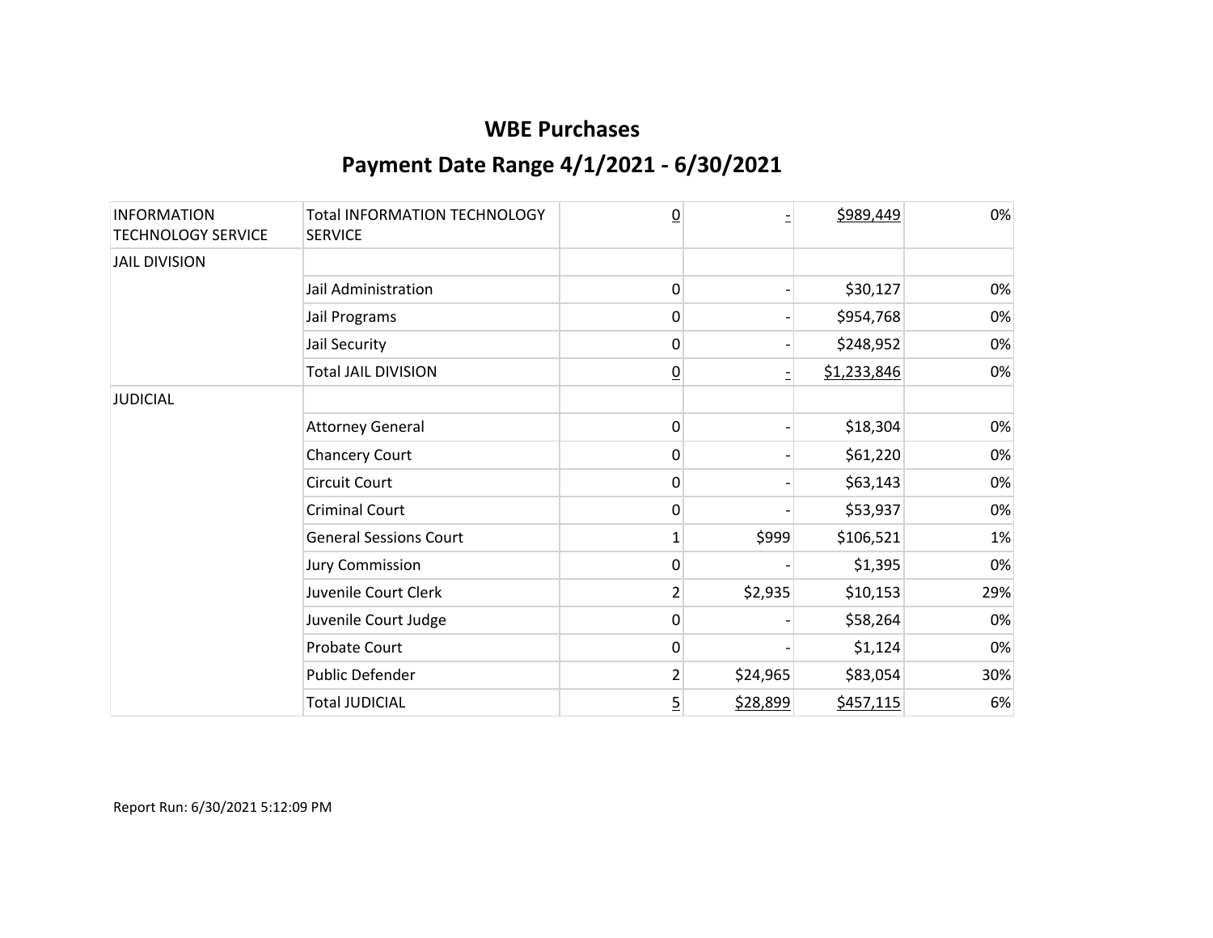# WBE Purchases

## Payment Date Range 4/1/2021 - 6/30/2021

| | | | | | |
|---|---|---|---|---|---|
| INFORMATION TECHNOLOGY SERVICE | Total INFORMATION TECHNOLOGY SERVICE | 0 | - | $989,449 | 0% |
| JAIL DIVISION | | | | | |
| | Jail Administration | 0 | - | $30,127 | 0% |
| | Jail Programs | 0 | - | $954,768 | 0% |
| | Jail Security | 0 | - | $248,952 | 0% |
| | Total JAIL DIVISION | 0 | - | $1,233,846 | 0% |
| JUDICIAL | | | | | |
| | Attorney General | 0 | - | $18,304 | 0% |
| | Chancery Court | 0 | - | $61,220 | 0% |
| | Circuit Court | 0 | - | $63,143 | 0% |
| | Criminal Court | 0 | - | $53,937 | 0% |
| | General Sessions Court | 1 | $999 | $106,521 | 1% |
| | Jury Commission | 0 | - | $1,395 | 0% |
| | Juvenile Court Clerk | 2 | $2,935 | $10,153 | 29% |
| | Juvenile Court Judge | 0 | - | $58,264 | 0% |
| | Probate Court | 0 | - | $1,124 | 0% |
| | Public Defender | 2 | $24,965 | $83,054 | 30% |
| | Total JUDICIAL | 5 | $28,899 | $457,115 | 6% |

Report Run: 6/30/2021 5:12:09 PM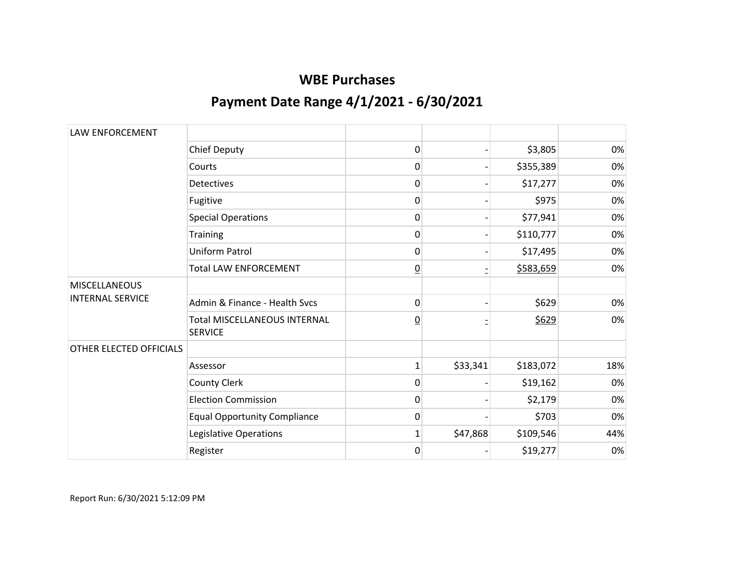# WBE Purchases

## Payment Date Range 4/1/2021 - 6/30/2021

| | | | | | |
|---|---|---|---|---|---|
| LAW ENFORCEMENT | | | | | |
| | Chief Deputy | 0 | - | $3,805 | 0% |
| | Courts | 0 | - | $355,389 | 0% |
| | Detectives | 0 | - | $17,277 | 0% |
| | Fugitive | 0 | - | $975 | 0% |
| | Special Operations | 0 | - | $77,941 | 0% |
| | Training | 0 | - | $110,777 | 0% |
| | Uniform Patrol | 0 | - | $17,495 | 0% |
| | Total LAW ENFORCEMENT | 0 | - | $583,659 | 0% |
| MISCELLANEOUS INTERNAL SERVICE | | | | | |
| | Admin & Finance - Health Svcs | 0 | - | $629 | 0% |
| | Total MISCELLANEOUS INTERNAL SERVICE | 0 | - | $629 | 0% |
| OTHER ELECTED OFFICIALS | | | | | |
| | Assessor | 1 | $33,341 | $183,072 | 18% |
| | County Clerk | 0 | - | $19,162 | 0% |
| | Election Commission | 0 | - | $2,179 | 0% |
| | Equal Opportunity Compliance | 0 | - | $703 | 0% |
| | Legislative Operations | 1 | $47,868 | $109,546 | 44% |
| | Register | 0 | - | $19,277 | 0% |

Report Run: 6/30/2021 5:12:09 PM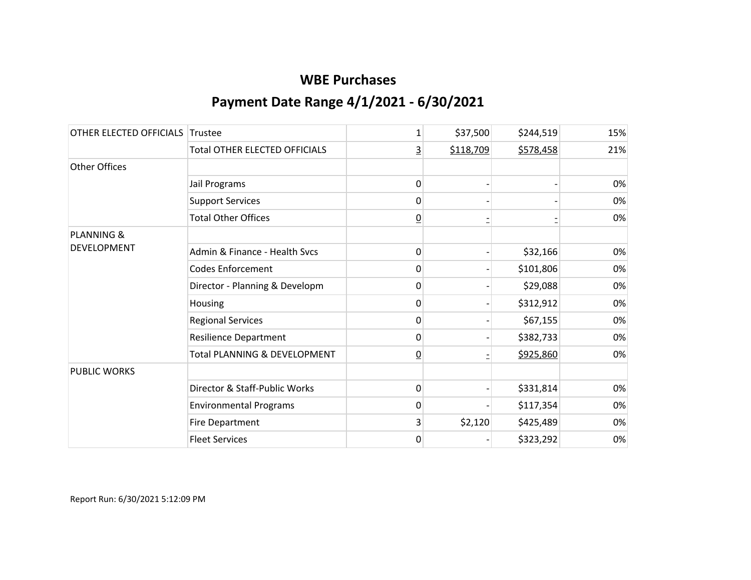# WBE Purchases

## Payment Date Range 4/1/2021 - 6/30/2021

| | | | | | |
|---|---|---|---|---|---|
| OTHER ELECTED OFFICIALS | Trustee | 1 | $37,500 | $244,519 | 15% |
| | Total OTHER ELECTED OFFICIALS | 3 | $118,709 | $578,458 | 21% |
| Other Offices | | | | | |
| | Jail Programs | 0 | - | - | 0% |
| | Support Services | 0 | - | - | 0% |
| | Total Other Offices | 0 | - | - | 0% |
| PLANNING & DEVELOPMENT | | | | | |
| | Admin & Finance - Health Svcs | 0 | - | $32,166 | 0% |
| | Codes Enforcement | 0 | - | $101,806 | 0% |
| | Director - Planning & Developm | 0 | - | $29,088 | 0% |
| | Housing | 0 | - | $312,912 | 0% |
| | Regional Services | 0 | - | $67,155 | 0% |
| | Resilience Department | 0 | - | $382,733 | 0% |
| | Total PLANNING & DEVELOPMENT | 0 | - | $925,860 | 0% |
| PUBLIC WORKS | | | | | |
| | Director & Staff-Public Works | 0 | - | $331,814 | 0% |
| | Environmental Programs | 0 | - | $117,354 | 0% |
| | Fire Department | 3 | $2,120 | $425,489 | 0% |
| | Fleet Services | 0 | - | $323,292 | 0% |

Report Run: 6/30/2021 5:12:09 PM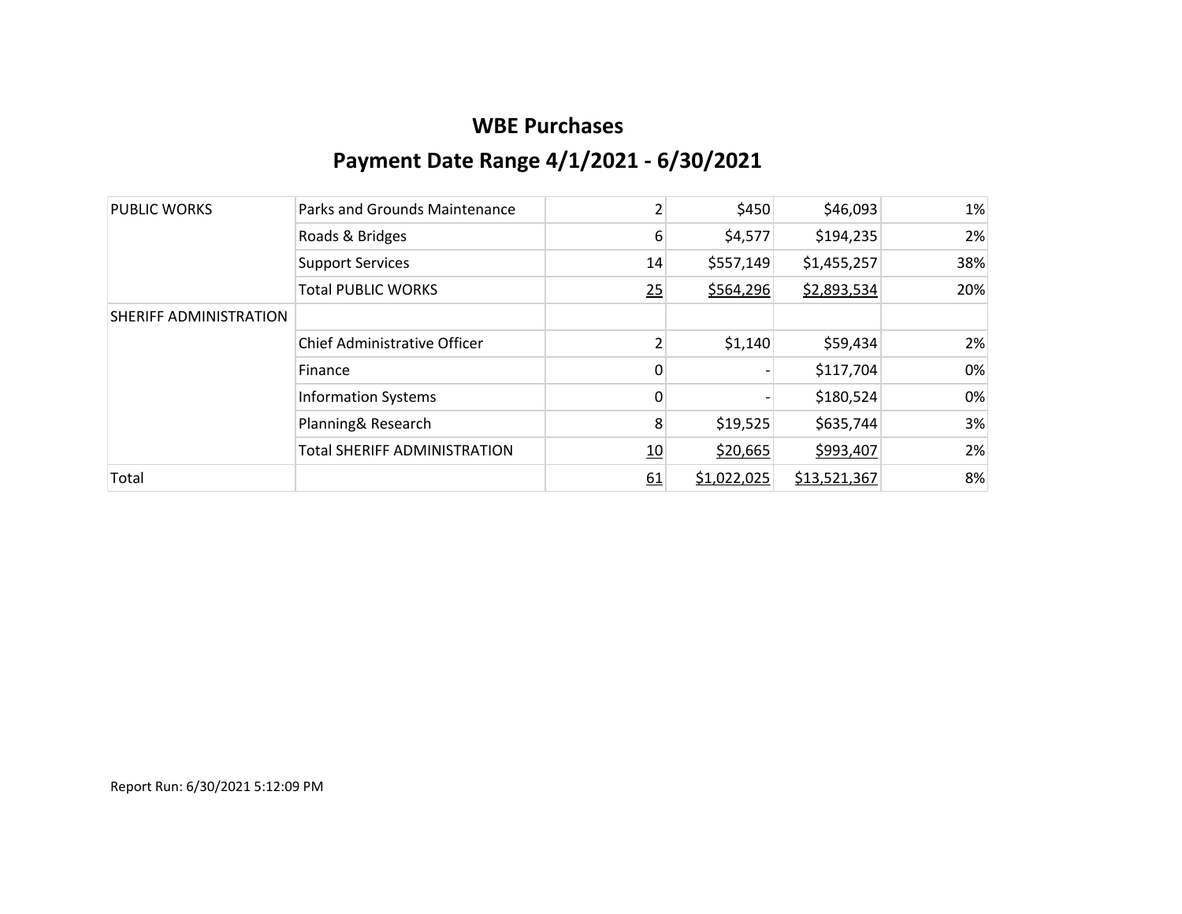# WBE Purchases

## Payment Date Range 4/1/2021 - 6/30/2021

| | | | | | |
|---|---|---|---|---|---|
| PUBLIC WORKS | Parks and Grounds Maintenance | 2 | $450 | $46,093 | 1% |
| | Roads & Bridges | 6 | $4,577 | $194,235 | 2% |
| | Support Services | 14 | $557,149 | $1,455,257 | 38% |
| | Total PUBLIC WORKS | 25 | $564,296 | $2,893,534 | 20% |
| SHERIFF ADMINISTRATION | | | | | |
| | Chief Administrative Officer | 2 | $1,140 | $59,434 | 2% |
| | Finance | 0 | - | $117,704 | 0% |
| | Information Systems | 0 | - | $180,524 | 0% |
| | Planning& Research | 8 | $19,525 | $635,744 | 3% |
| | Total SHERIFF ADMINISTRATION | 10 | $20,665 | $993,407 | 2% |
| Total | | 61 | $1,022,025 | $13,521,367 | 8% |

Report Run: 6/30/2021 5:12:09 PM